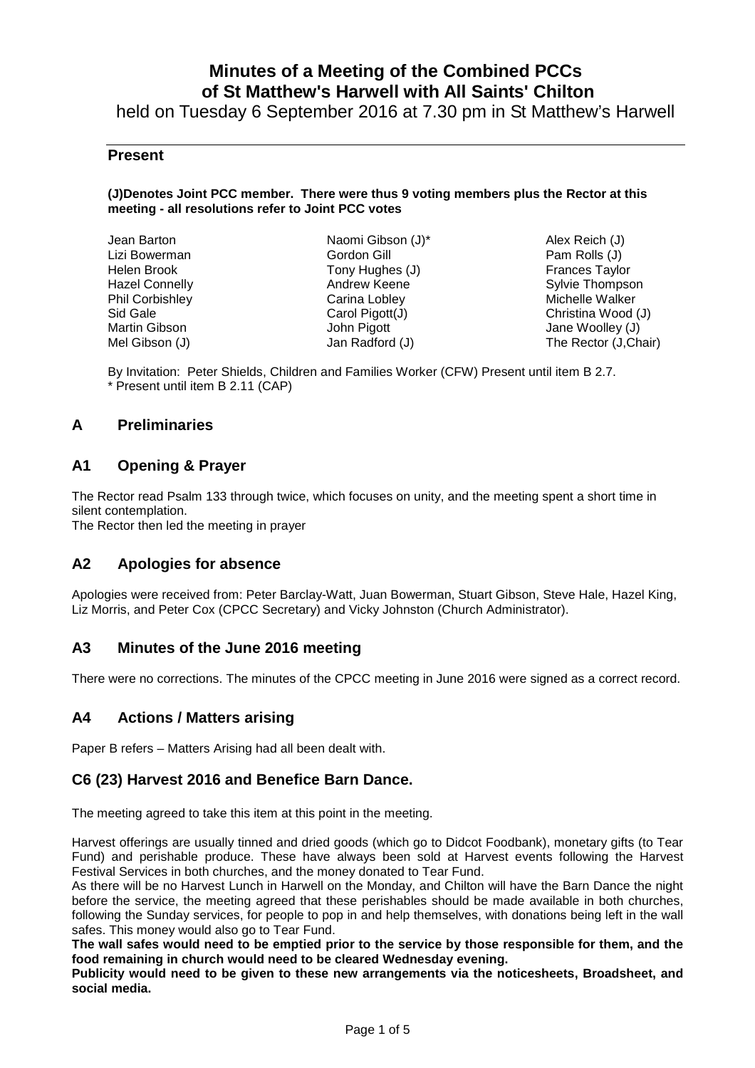# Minutes of a Meeting of the Combined PCCs of St Matthew's Harwell with All Saints' Chilton

held on Tuesday 6 September 2016 at 7.30 pm in St Matthew's Harwell

## Present

**(J)Denotes Joint PCC member. There were thus 9 voting members plus the Rector at this meeting - all resolutions refer to Joint PCC votes**

| | | |
|---|---|---|
| Jean Barton | Naomi Gibson (J)* | Alex Reich (J) |
| Lizi Bowerman | Gordon Gill | Pam Rolls (J) |
| Helen Brook | Tony Hughes (J) | Frances Taylor |
| Hazel Connelly | Andrew Keene | Sylvie Thompson |
| Phil Corbishley | Carina Lobley | Michelle Walker |
| Sid Gale | Carol Pigott(J) | Christina Wood (J) |
| Martin Gibson | John Pigott | Jane Woolley (J) |
| Mel Gibson (J) | Jan Radford (J) | The Rector (J,Chair) |

By Invitation: Peter Shields, Children and Families Worker (CFW) Present until item B 2.7.
* Present until item B 2.11 (CAP)

## A Preliminaries

## A1 Opening & Prayer

The Rector read Psalm 133 through twice, which focuses on unity, and the meeting spent a short time in silent contemplation.
The Rector then led the meeting in prayer

## A2 Apologies for absence

Apologies were received from: Peter Barclay-Watt, Juan Bowerman, Stuart Gibson, Steve Hale, Hazel King, Liz Morris, and Peter Cox (CPCC Secretary) and Vicky Johnston (Church Administrator).

## A3 Minutes of the June 2016 meeting

There were no corrections. The minutes of the CPCC meeting in June 2016 were signed as a correct record.

## A4 Actions / Matters arising

Paper B refers – Matters Arising had all been dealt with.

## C6 (23) Harvest 2016 and Benefice Barn Dance.

The meeting agreed to take this item at this point in the meeting.

Harvest offerings are usually tinned and dried goods (which go to Didcot Foodbank), monetary gifts (to Tear Fund) and perishable produce. These have always been sold at Harvest events following the Harvest Festival Services in both churches, and the money donated to Tear Fund.

As there will be no Harvest Lunch in Harwell on the Monday, and Chilton will have the Barn Dance the night before the service, the meeting agreed that these perishables should be made available in both churches, following the Sunday services, for people to pop in and help themselves, with donations being left in the wall safes. This money would also go to Tear Fund.

**The wall safes would need to be emptied prior to the service by those responsible for them, and the food remaining in church would need to be cleared Wednesday evening.**

**Publicity would need to be given to these new arrangements via the noticesheets, Broadsheet, and social media.**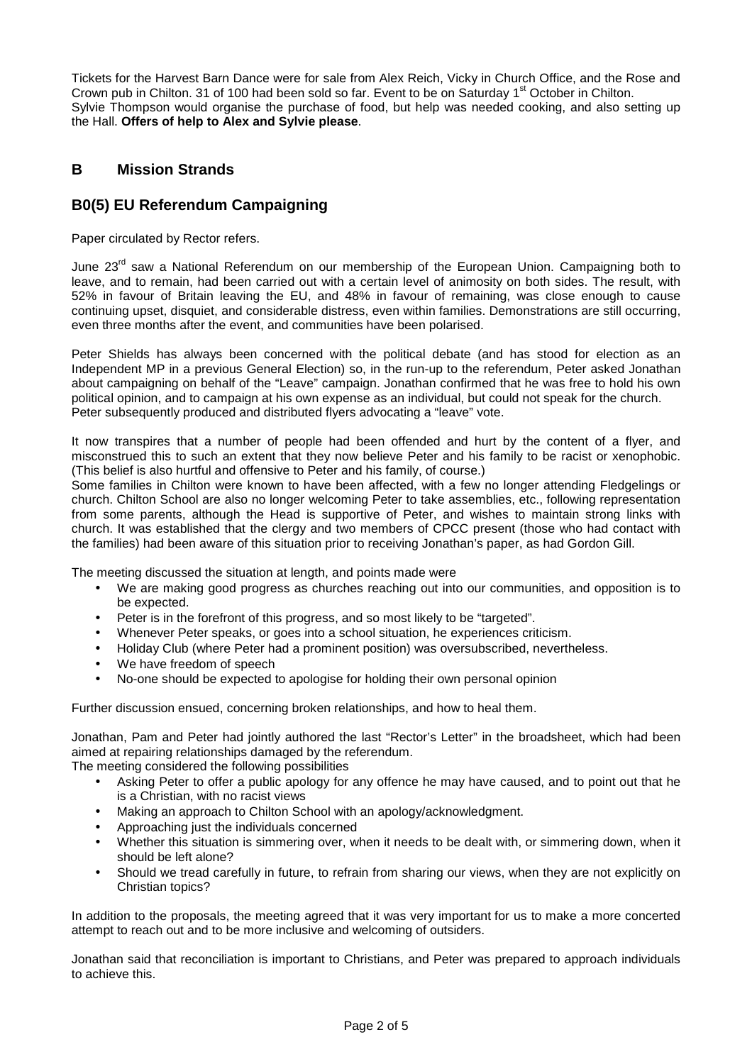Tickets for the Harvest Barn Dance were for sale from Alex Reich, Vicky in Church Office, and the Rose and Crown pub in Chilton. 31 of 100 had been sold so far. Event to be on Saturday 1st October in Chilton. Sylvie Thompson would organise the purchase of food, but help was needed cooking, and also setting up the Hall. **Offers of help to Alex and Sylvie please**.

## B Mission Strands

## B0(5) EU Referendum Campaigning

Paper circulated by Rector refers.

June 23rd saw a National Referendum on our membership of the European Union. Campaigning both to leave, and to remain, had been carried out with a certain level of animosity on both sides. The result, with 52% in favour of Britain leaving the EU, and 48% in favour of remaining, was close enough to cause continuing upset, disquiet, and considerable distress, even within families. Demonstrations are still occurring, even three months after the event, and communities have been polarised.

Peter Shields has always been concerned with the political debate (and has stood for election as an Independent MP in a previous General Election) so, in the run-up to the referendum, Peter asked Jonathan about campaigning on behalf of the "Leave" campaign. Jonathan confirmed that he was free to hold his own political opinion, and to campaign at his own expense as an individual, but could not speak for the church. Peter subsequently produced and distributed flyers advocating a "leave" vote.

It now transpires that a number of people had been offended and hurt by the content of a flyer, and misconstrued this to such an extent that they now believe Peter and his family to be racist or xenophobic. (This belief is also hurtful and offensive to Peter and his family, of course.)
Some families in Chilton were known to have been affected, with a few no longer attending Fledgelings or church. Chilton School are also no longer welcoming Peter to take assemblies, etc., following representation from some parents, although the Head is supportive of Peter, and wishes to maintain strong links with church. It was established that the clergy and two members of CPCC present (those who had contact with the families) had been aware of this situation prior to receiving Jonathan's paper, as had Gordon Gill.

The meeting discussed the situation at length, and points made were

- We are making good progress as churches reaching out into our communities, and opposition is to be expected.
- Peter is in the forefront of this progress, and so most likely to be "targeted".
- Whenever Peter speaks, or goes into a school situation, he experiences criticism.
- Holiday Club (where Peter had a prominent position) was oversubscribed, nevertheless.
- We have freedom of speech
- No-one should be expected to apologise for holding their own personal opinion

Further discussion ensued, concerning broken relationships, and how to heal them.

Jonathan, Pam and Peter had jointly authored the last "Rector's Letter" in the broadsheet, which had been aimed at repairing relationships damaged by the referendum.
The meeting considered the following possibilities

- Asking Peter to offer a public apology for any offence he may have caused, and to point out that he is a Christian, with no racist views
- Making an approach to Chilton School with an apology/acknowledgment.
- Approaching just the individuals concerned
- Whether this situation is simmering over, when it needs to be dealt with, or simmering down, when it should be left alone?
- Should we tread carefully in future, to refrain from sharing our views, when they are not explicitly on Christian topics?

In addition to the proposals, the meeting agreed that it was very important for us to make a more concerted attempt to reach out and to be more inclusive and welcoming of outsiders.

Jonathan said that reconciliation is important to Christians, and Peter was prepared to approach individuals to achieve this.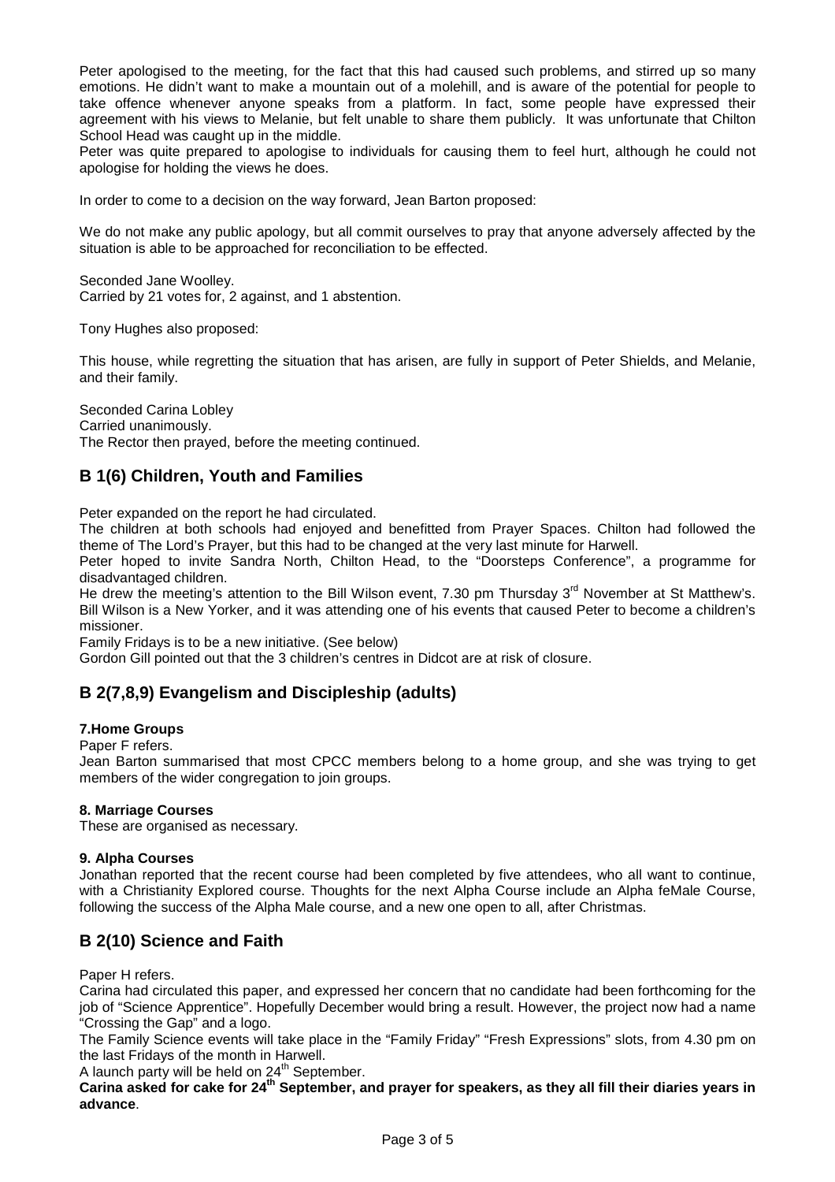Peter apologised to the meeting, for the fact that this had caused such problems, and stirred up so many emotions. He didn't want to make a mountain out of a molehill, and is aware of the potential for people to take offence whenever anyone speaks from a platform. In fact, some people have expressed their agreement with his views to Melanie, but felt unable to share them publicly. It was unfortunate that Chilton School Head was caught up in the middle.

Peter was quite prepared to apologise to individuals for causing them to feel hurt, although he could not apologise for holding the views he does.

In order to come to a decision on the way forward, Jean Barton proposed:

We do not make any public apology, but all commit ourselves to pray that anyone adversely affected by the situation is able to be approached for reconciliation to be effected.

Seconded Jane Woolley.
Carried by 21 votes for, 2 against, and 1 abstention.

Tony Hughes also proposed:

This house, while regretting the situation that has arisen, are fully in support of Peter Shields, and Melanie, and their family.

Seconded Carina Lobley
Carried unanimously.
The Rector then prayed, before the meeting continued.

## B 1(6) Children, Youth and Families

Peter expanded on the report he had circulated.
The children at both schools had enjoyed and benefitted from Prayer Spaces. Chilton had followed the theme of The Lord's Prayer, but this had to be changed at the very last minute for Harwell.
Peter hoped to invite Sandra North, Chilton Head, to the "Doorsteps Conference", a programme for disadvantaged children.
He drew the meeting's attention to the Bill Wilson event, 7.30 pm Thursday 3rd November at St Matthew's. Bill Wilson is a New Yorker, and it was attending one of his events that caused Peter to become a children's missioner.
Family Fridays is to be a new initiative. (See below)
Gordon Gill pointed out that the 3 children's centres in Didcot are at risk of closure.

## B 2(7,8,9) Evangelism and Discipleship (adults)

**7.Home Groups**

Paper F refers.
Jean Barton summarised that most CPCC members belong to a home group, and she was trying to get members of the wider congregation to join groups.

**8. Marriage Courses**

These are organised as necessary.

**9. Alpha Courses**

Jonathan reported that the recent course had been completed by five attendees, who all want to continue, with a Christianity Explored course. Thoughts for the next Alpha Course include an Alpha feMale Course, following the success of the Alpha Male course, and a new one open to all, after Christmas.

## B 2(10) Science and Faith

Paper H refers.
Carina had circulated this paper, and expressed her concern that no candidate had been forthcoming for the job of "Science Apprentice". Hopefully December would bring a result. However, the project now had a name "Crossing the Gap" and a logo.
The Family Science events will take place in the "Family Friday" "Fresh Expressions" slots, from 4.30 pm on the last Fridays of the month in Harwell.
A launch party will be held on 24th September.
**Carina asked for cake for 24th September, and prayer for speakers, as they all fill their diaries years in advance**.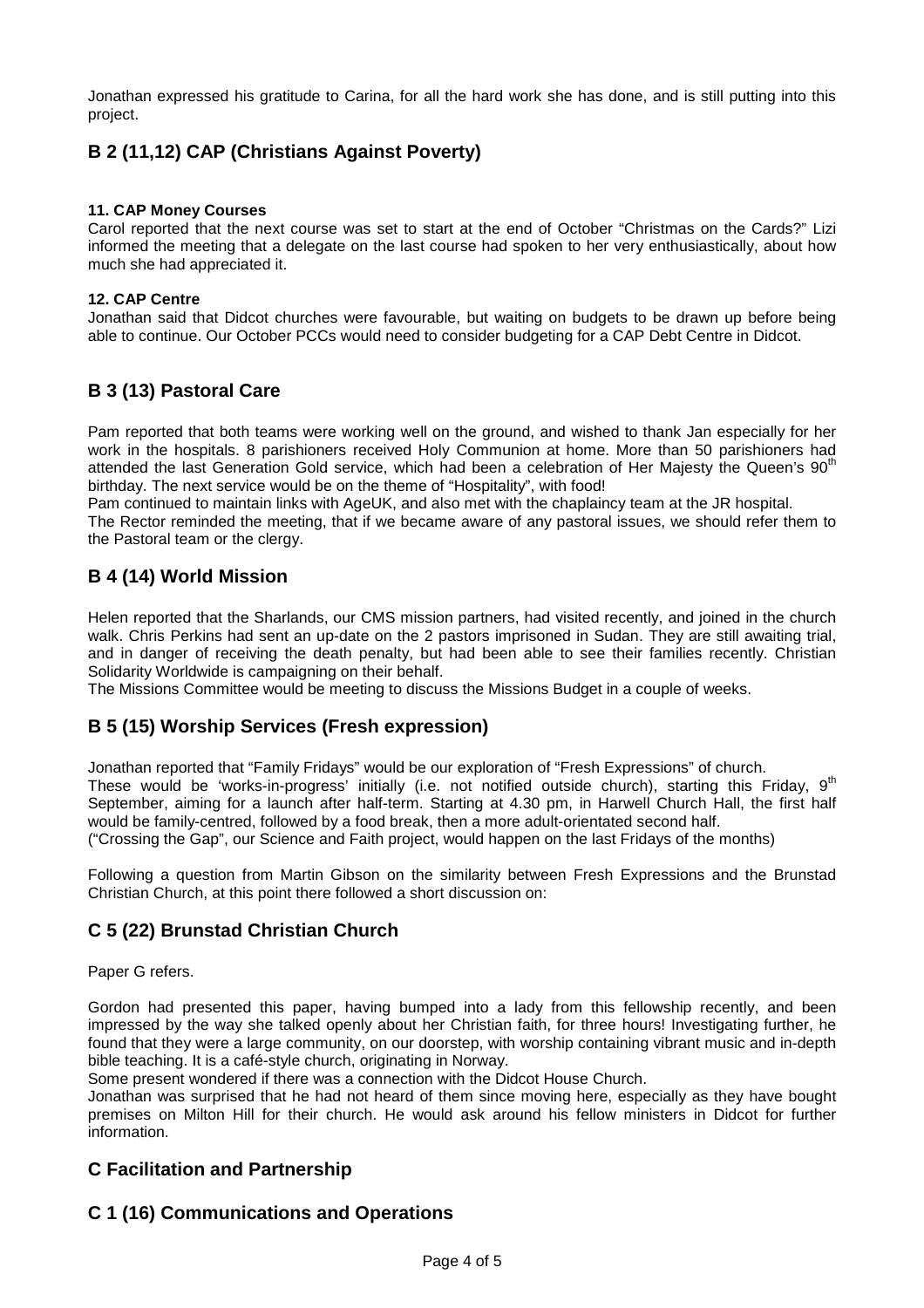Jonathan expressed his gratitude to Carina, for all the hard work she has done, and is still putting into this project.

## B 2 (11,12) CAP (Christians Against Poverty)

#### 11. CAP Money Courses

Carol reported that the next course was set to start at the end of October "Christmas on the Cards?" Lizi informed the meeting that a delegate on the last course had spoken to her very enthusiastically, about how much she had appreciated it.

#### 12. CAP Centre

Jonathan said that Didcot churches were favourable, but waiting on budgets to be drawn up before being able to continue. Our October PCCs would need to consider budgeting for a CAP Debt Centre in Didcot.

## B 3 (13) Pastoral Care

Pam reported that both teams were working well on the ground, and wished to thank Jan especially for her work in the hospitals. 8 parishioners received Holy Communion at home. More than 50 parishioners had attended the last Generation Gold service, which had been a celebration of Her Majesty the Queen's 90th birthday. The next service would be on the theme of "Hospitality", with food!

Pam continued to maintain links with AgeUK, and also met with the chaplaincy team at the JR hospital.

The Rector reminded the meeting, that if we became aware of any pastoral issues, we should refer them to the Pastoral team or the clergy.

## B 4 (14) World Mission

Helen reported that the Sharlands, our CMS mission partners, had visited recently, and joined in the church walk. Chris Perkins had sent an up-date on the 2 pastors imprisoned in Sudan. They are still awaiting trial, and in danger of receiving the death penalty, but had been able to see their families recently. Christian Solidarity Worldwide is campaigning on their behalf.

The Missions Committee would be meeting to discuss the Missions Budget in a couple of weeks.

## B 5 (15) Worship Services (Fresh expression)

Jonathan reported that "Family Fridays" would be our exploration of "Fresh Expressions" of church.

These would be 'works-in-progress' initially (i.e. not notified outside church), starting this Friday, 9th September, aiming for a launch after half-term. Starting at 4.30 pm, in Harwell Church Hall, the first half would be family-centred, followed by a food break, then a more adult-orientated second half.

("Crossing the Gap", our Science and Faith project, would happen on the last Fridays of the months)

Following a question from Martin Gibson on the similarity between Fresh Expressions and the Brunstad Christian Church, at this point there followed a short discussion on:

## C 5 (22) Brunstad Christian Church

Paper G refers.

Gordon had presented this paper, having bumped into a lady from this fellowship recently, and been impressed by the way she talked openly about her Christian faith, for three hours! Investigating further, he found that they were a large community, on our doorstep, with worship containing vibrant music and in-depth bible teaching. It is a café-style church, originating in Norway.

Some present wondered if there was a connection with the Didcot House Church.

Jonathan was surprised that he had not heard of them since moving here, especially as they have bought premises on Milton Hill for their church. He would ask around his fellow ministers in Didcot for further information.

## C Facilitation and Partnership

## C 1 (16) Communications and Operations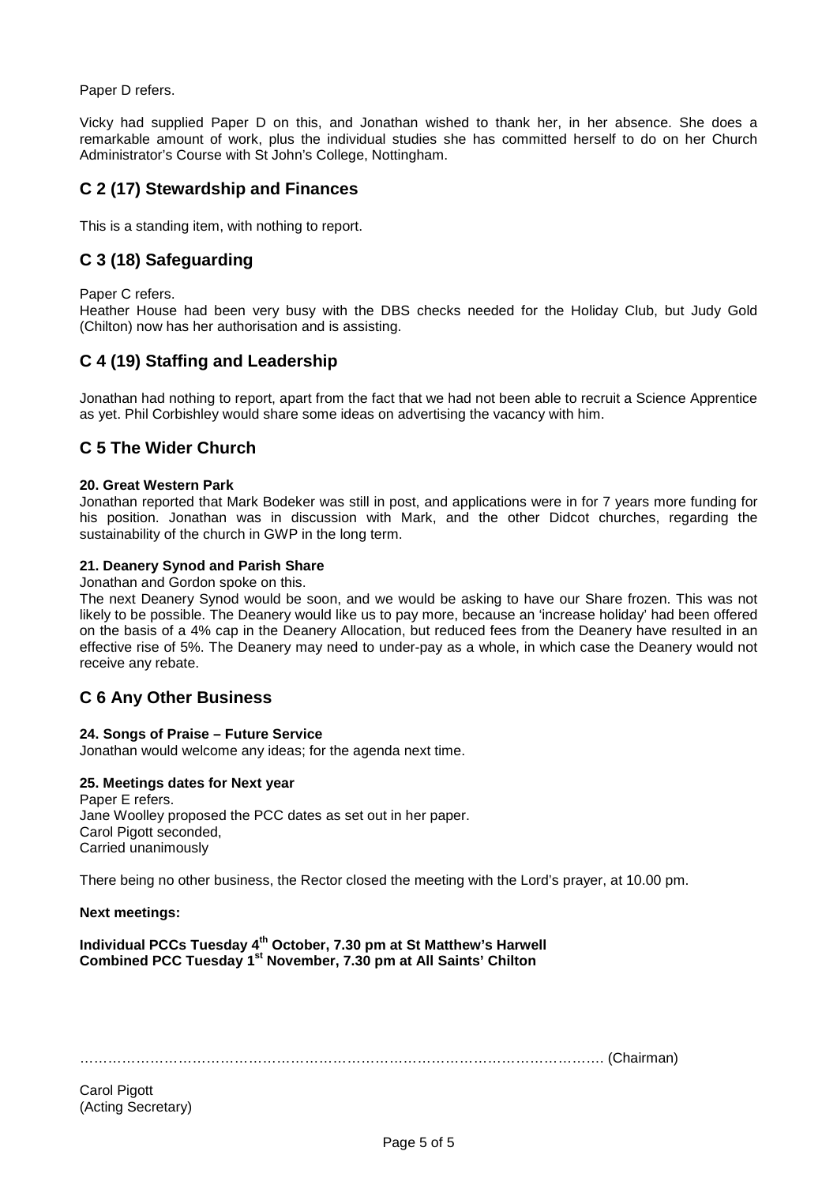Paper D refers.

Vicky had supplied Paper D on this, and Jonathan wished to thank her, in her absence. She does a remarkable amount of work, plus the individual studies she has committed herself to do on her Church Administrator's Course with St John's College, Nottingham.

## C 2 (17) Stewardship and Finances

This is a standing item, with nothing to report.

## C 3 (18) Safeguarding

Paper C refers.
Heather House had been very busy with the DBS checks needed for the Holiday Club, but Judy Gold (Chilton) now has her authorisation and is assisting.

## C 4 (19) Staffing and Leadership

Jonathan had nothing to report, apart from the fact that we had not been able to recruit a Science Apprentice as yet. Phil Corbishley would share some ideas on advertising the vacancy with him.

## C 5 The Wider Church

**20. Great Western Park**
Jonathan reported that Mark Bodeker was still in post, and applications were in for 7 years more funding for his position. Jonathan was in discussion with Mark, and the other Didcot churches, regarding the sustainability of the church in GWP in the long term.

**21. Deanery Synod and Parish Share**
Jonathan and Gordon spoke on this.
The next Deanery Synod would be soon, and we would be asking to have our Share frozen. This was not likely to be possible. The Deanery would like us to pay more, because an 'increase holiday' had been offered on the basis of a 4% cap in the Deanery Allocation, but reduced fees from the Deanery have resulted in an effective rise of 5%. The Deanery may need to under-pay as a whole, in which case the Deanery would not receive any rebate.

## C 6 Any Other Business

**24. Songs of Praise – Future Service**
Jonathan would welcome any ideas; for the agenda next time.

**25. Meetings dates for Next year**
Paper E refers.
Jane Woolley proposed the PCC dates as set out in her paper.
Carol Pigott seconded,
Carried unanimously

There being no other business, the Rector closed the meeting with the Lord's prayer, at 10.00 pm.

**Next meetings:**

**Individual PCCs Tuesday 4th October, 7.30 pm at St Matthew's Harwell**
**Combined PCC Tuesday 1st November, 7.30 pm at All Saints' Chilton**

……………………………………………………………………………………………… (Chairman)

Carol Pigott
(Acting Secretary)